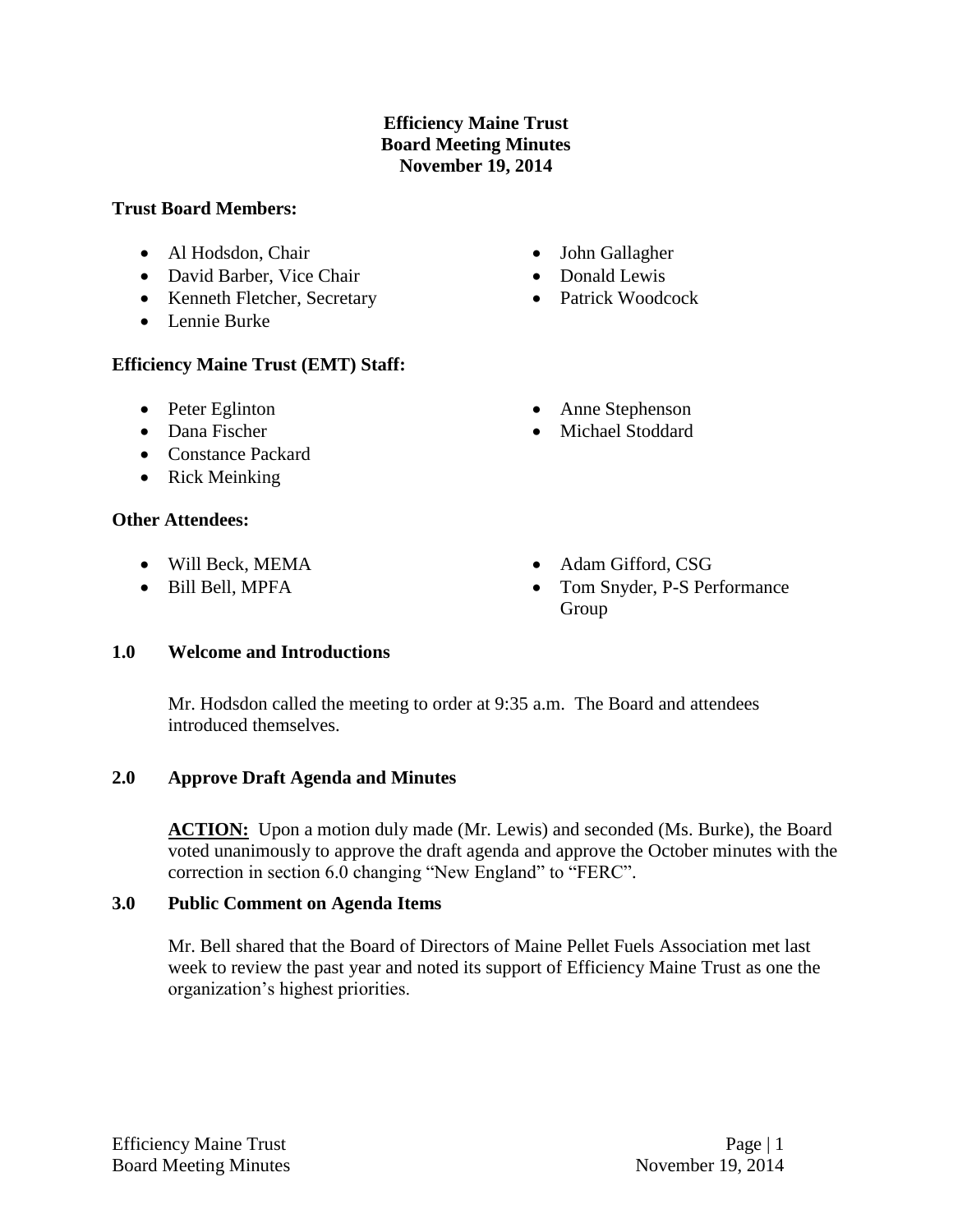# Efficiency Maine Trust
## Board Meeting Minutes
### November 19, 2014

**Trust Board Members:**

- Al Hodsdon, Chair
- David Barber, Vice Chair
- Kenneth Fletcher, Secretary
- Lennie Burke
- John Gallagher
- Donald Lewis
- Patrick Woodcock

**Efficiency Maine Trust (EMT) Staff:**

- Peter Eglinton
- Dana Fischer
- Constance Packard
- Rick Meinking
- Anne Stephenson
- Michael Stoddard

**Other Attendees:**

- Will Beck, MEMA
- Bill Bell, MPFA
- Adam Gifford, CSG
- Tom Snyder, P-S Performance Group

**1.0 Welcome and Introductions**

Mr. Hodsdon called the meeting to order at 9:35 a.m. The Board and attendees introduced themselves.

**2.0 Approve Draft Agenda and Minutes**

**ACTION:** Upon a motion duly made (Mr. Lewis) and seconded (Ms. Burke), the Board voted unanimously to approve the draft agenda and approve the October minutes with the correction in section 6.0 changing "New England" to "FERC".

**3.0 Public Comment on Agenda Items**

Mr. Bell shared that the Board of Directors of Maine Pellet Fuels Association met last week to review the past year and noted its support of Efficiency Maine Trust as one the organization's highest priorities.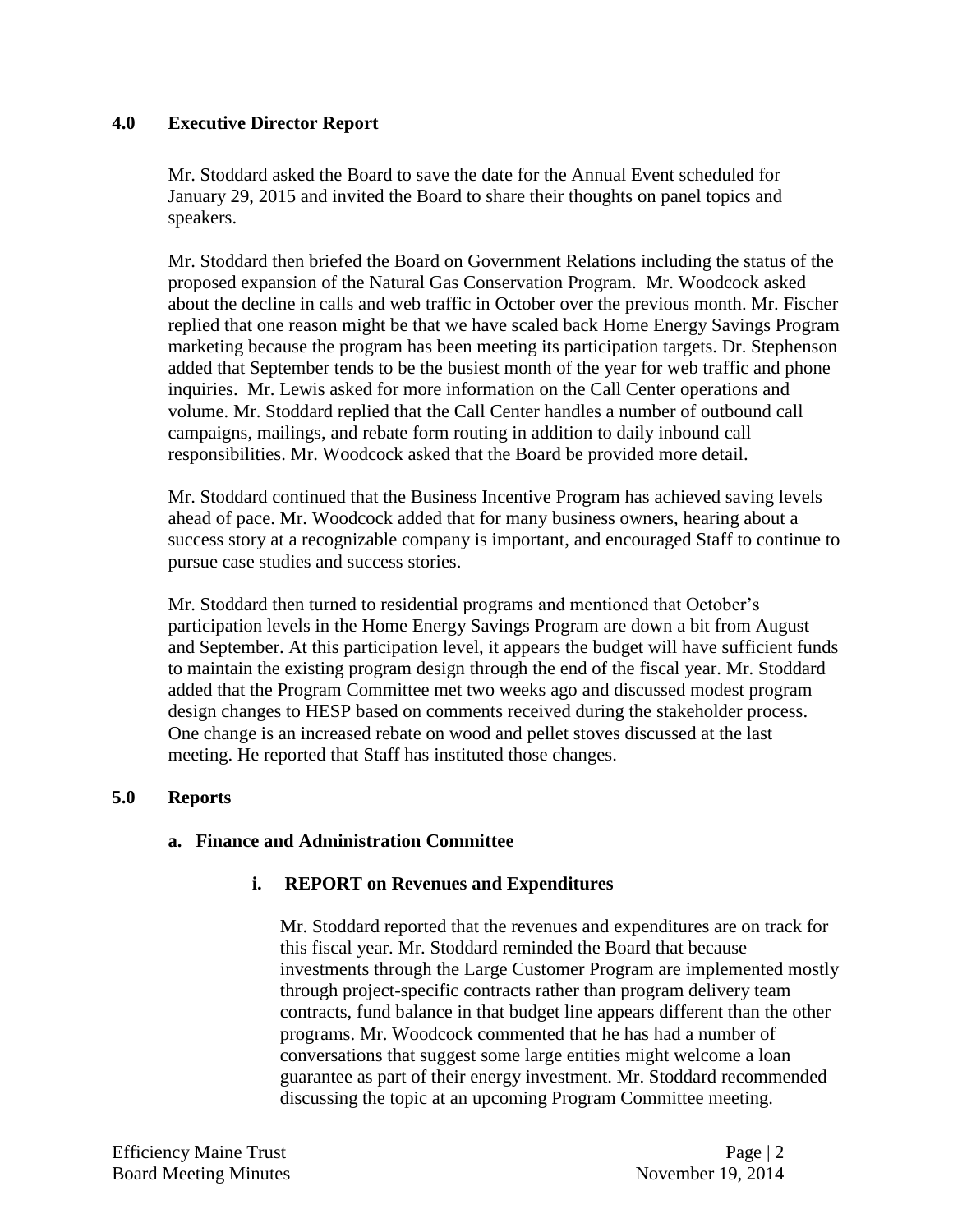## 4.0 Executive Director Report

Mr. Stoddard asked the Board to save the date for the Annual Event scheduled for January 29, 2015 and invited the Board to share their thoughts on panel topics and speakers.

Mr. Stoddard then briefed the Board on Government Relations including the status of the proposed expansion of the Natural Gas Conservation Program. Mr. Woodcock asked about the decline in calls and web traffic in October over the previous month. Mr. Fischer replied that one reason might be that we have scaled back Home Energy Savings Program marketing because the program has been meeting its participation targets. Dr. Stephenson added that September tends to be the busiest month of the year for web traffic and phone inquiries. Mr. Lewis asked for more information on the Call Center operations and volume. Mr. Stoddard replied that the Call Center handles a number of outbound call campaigns, mailings, and rebate form routing in addition to daily inbound call responsibilities. Mr. Woodcock asked that the Board be provided more detail.

Mr. Stoddard continued that the Business Incentive Program has achieved saving levels ahead of pace. Mr. Woodcock added that for many business owners, hearing about a success story at a recognizable company is important, and encouraged Staff to continue to pursue case studies and success stories.

Mr. Stoddard then turned to residential programs and mentioned that October's participation levels in the Home Energy Savings Program are down a bit from August and September. At this participation level, it appears the budget will have sufficient funds to maintain the existing program design through the end of the fiscal year. Mr. Stoddard added that the Program Committee met two weeks ago and discussed modest program design changes to HESP based on comments received during the stakeholder process. One change is an increased rebate on wood and pellet stoves discussed at the last meeting. He reported that Staff has instituted those changes.

## 5.0 Reports

### a. Finance and Administration Committee

#### i. REPORT on Revenues and Expenditures

Mr. Stoddard reported that the revenues and expenditures are on track for this fiscal year. Mr. Stoddard reminded the Board that because investments through the Large Customer Program are implemented mostly through project-specific contracts rather than program delivery team contracts, fund balance in that budget line appears different than the other programs. Mr. Woodcock commented that he has had a number of conversations that suggest some large entities might welcome a loan guarantee as part of their energy investment. Mr. Stoddard recommended discussing the topic at an upcoming Program Committee meeting.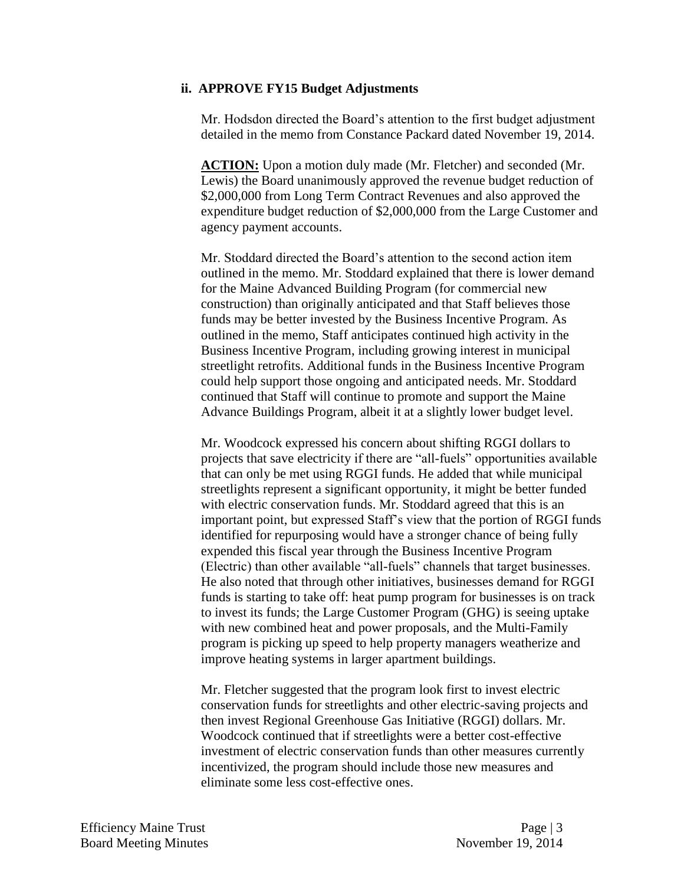### ii. APPROVE FY15 Budget Adjustments

Mr. Hodsdon directed the Board's attention to the first budget adjustment detailed in the memo from Constance Packard dated November 19, 2014.

**ACTION:** Upon a motion duly made (Mr. Fletcher) and seconded (Mr. Lewis) the Board unanimously approved the revenue budget reduction of $2,000,000 from Long Term Contract Revenues and also approved the expenditure budget reduction of $2,000,000 from the Large Customer and agency payment accounts.

Mr. Stoddard directed the Board's attention to the second action item outlined in the memo. Mr. Stoddard explained that there is lower demand for the Maine Advanced Building Program (for commercial new construction) than originally anticipated and that Staff believes those funds may be better invested by the Business Incentive Program. As outlined in the memo, Staff anticipates continued high activity in the Business Incentive Program, including growing interest in municipal streetlight retrofits. Additional funds in the Business Incentive Program could help support those ongoing and anticipated needs. Mr. Stoddard continued that Staff will continue to promote and support the Maine Advance Buildings Program, albeit it at a slightly lower budget level.

Mr. Woodcock expressed his concern about shifting RGGI dollars to projects that save electricity if there are "all-fuels" opportunities available that can only be met using RGGI funds. He added that while municipal streetlights represent a significant opportunity, it might be better funded with electric conservation funds. Mr. Stoddard agreed that this is an important point, but expressed Staff's view that the portion of RGGI funds identified for repurposing would have a stronger chance of being fully expended this fiscal year through the Business Incentive Program (Electric) than other available "all-fuels" channels that target businesses. He also noted that through other initiatives, businesses demand for RGGI funds is starting to take off: heat pump program for businesses is on track to invest its funds; the Large Customer Program (GHG) is seeing uptake with new combined heat and power proposals, and the Multi-Family program is picking up speed to help property managers weatherize and improve heating systems in larger apartment buildings.

Mr. Fletcher suggested that the program look first to invest electric conservation funds for streetlights and other electric-saving projects and then invest Regional Greenhouse Gas Initiative (RGGI) dollars. Mr. Woodcock continued that if streetlights were a better cost-effective investment of electric conservation funds than other measures currently incentivized, the program should include those new measures and eliminate some less cost-effective ones.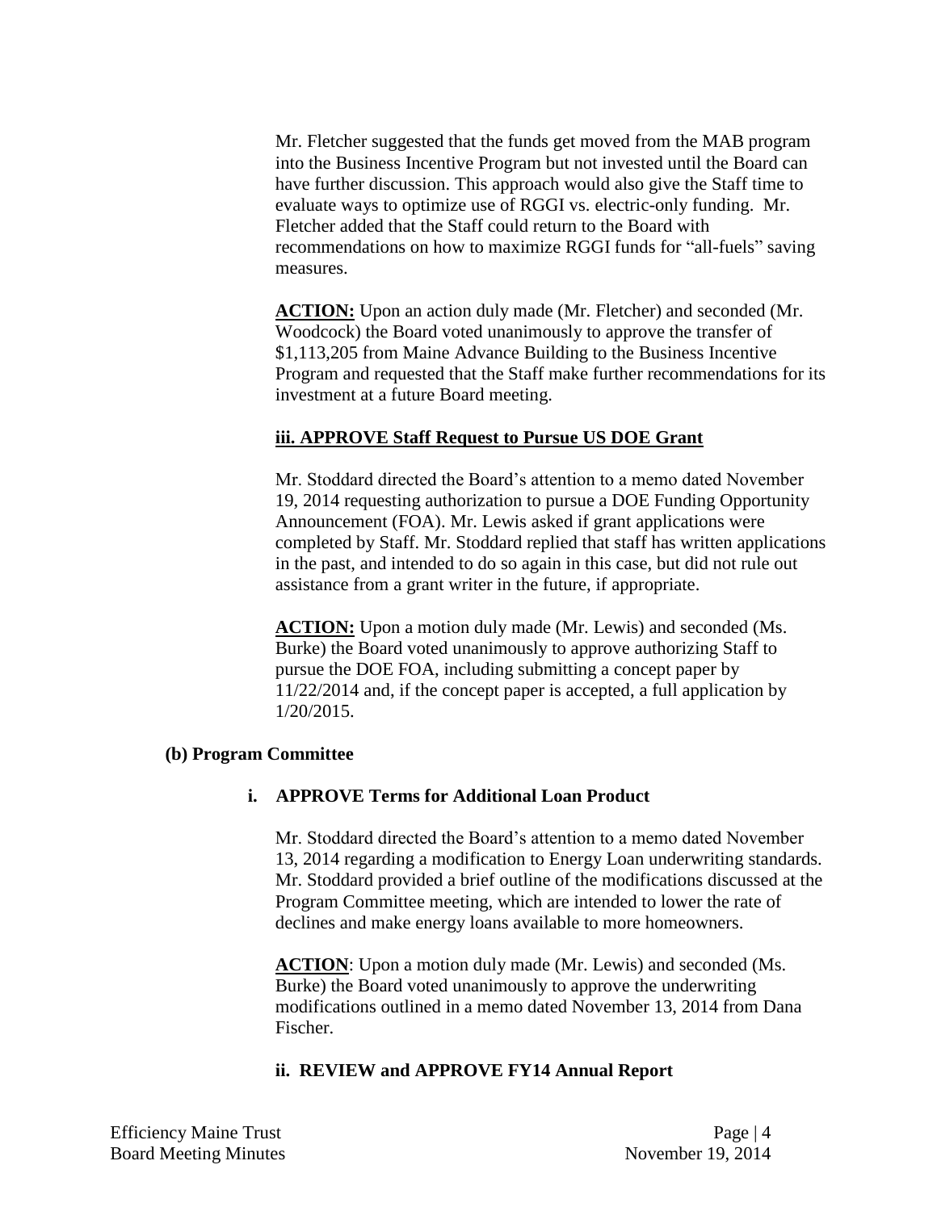Mr. Fletcher suggested that the funds get moved from the MAB program into the Business Incentive Program but not invested until the Board can have further discussion. This approach would also give the Staff time to evaluate ways to optimize use of RGGI vs. electric-only funding. Mr. Fletcher added that the Staff could return to the Board with recommendations on how to maximize RGGI funds for "all-fuels" saving measures.

**ACTION:** Upon an action duly made (Mr. Fletcher) and seconded (Mr. Woodcock) the Board voted unanimously to approve the transfer of $1,113,205 from Maine Advance Building to the Business Incentive Program and requested that the Staff make further recommendations for its investment at a future Board meeting.

**iii. APPROVE Staff Request to Pursue US DOE Grant**

Mr. Stoddard directed the Board's attention to a memo dated November 19, 2014 requesting authorization to pursue a DOE Funding Opportunity Announcement (FOA). Mr. Lewis asked if grant applications were completed by Staff. Mr. Stoddard replied that staff has written applications in the past, and intended to do so again in this case, but did not rule out assistance from a grant writer in the future, if appropriate.

**ACTION:** Upon a motion duly made (Mr. Lewis) and seconded (Ms. Burke) the Board voted unanimously to approve authorizing Staff to pursue the DOE FOA, including submitting a concept paper by 11/22/2014 and, if the concept paper is accepted, a full application by 1/20/2015.

**(b) Program Committee**

**i. APPROVE Terms for Additional Loan Product**

Mr. Stoddard directed the Board's attention to a memo dated November 13, 2014 regarding a modification to Energy Loan underwriting standards. Mr. Stoddard provided a brief outline of the modifications discussed at the Program Committee meeting, which are intended to lower the rate of declines and make energy loans available to more homeowners.

**ACTION**: Upon a motion duly made (Mr. Lewis) and seconded (Ms. Burke) the Board voted unanimously to approve the underwriting modifications outlined in a memo dated November 13, 2014 from Dana Fischer.

**ii. REVIEW and APPROVE FY14 Annual Report**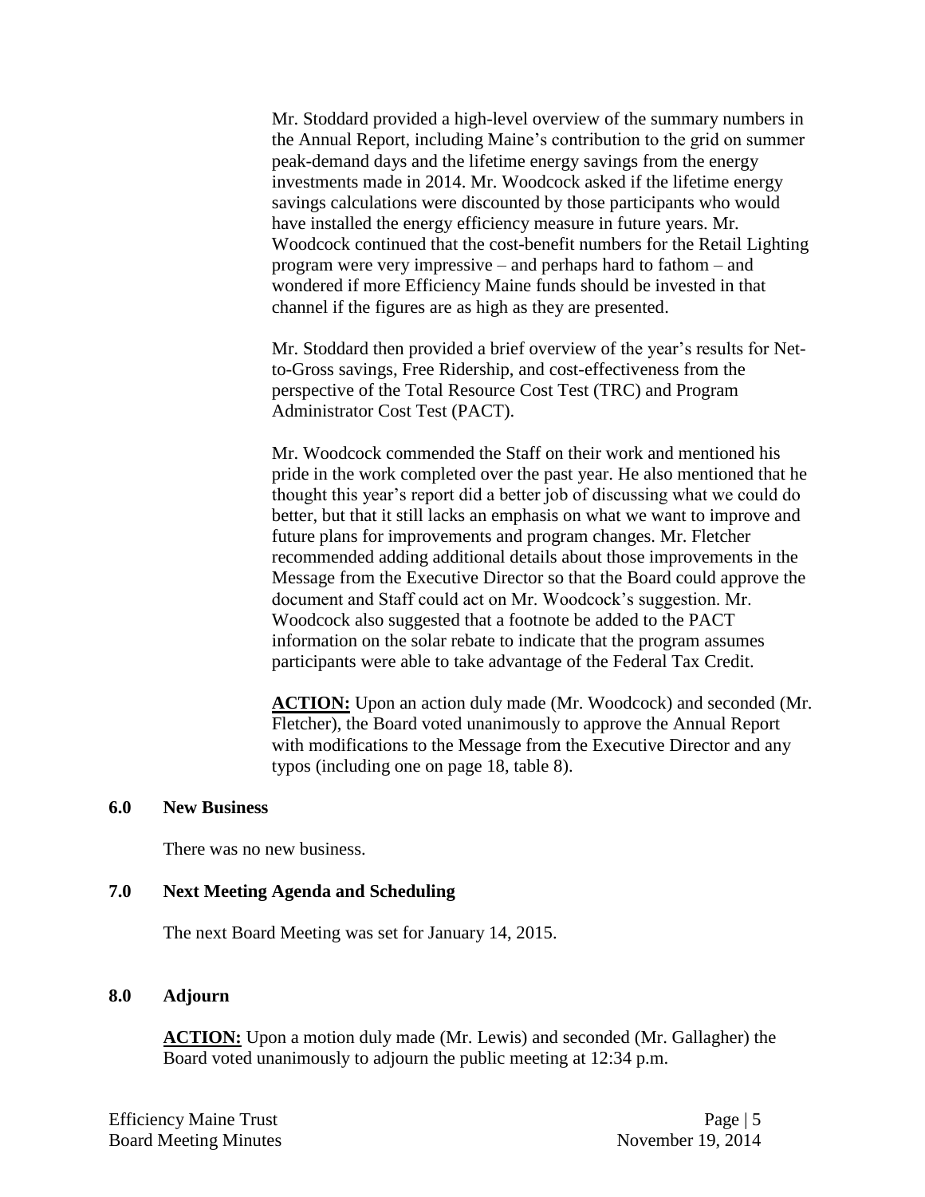Mr. Stoddard provided a high-level overview of the summary numbers in the Annual Report, including Maine's contribution to the grid on summer peak-demand days and the lifetime energy savings from the energy investments made in 2014. Mr. Woodcock asked if the lifetime energy savings calculations were discounted by those participants who would have installed the energy efficiency measure in future years. Mr. Woodcock continued that the cost-benefit numbers for the Retail Lighting program were very impressive – and perhaps hard to fathom – and wondered if more Efficiency Maine funds should be invested in that channel if the figures are as high as they are presented.

Mr. Stoddard then provided a brief overview of the year's results for Net-to-Gross savings, Free Ridership, and cost-effectiveness from the perspective of the Total Resource Cost Test (TRC) and Program Administrator Cost Test (PACT).

Mr. Woodcock commended the Staff on their work and mentioned his pride in the work completed over the past year. He also mentioned that he thought this year's report did a better job of discussing what we could do better, but that it still lacks an emphasis on what we want to improve and future plans for improvements and program changes. Mr. Fletcher recommended adding additional details about those improvements in the Message from the Executive Director so that the Board could approve the document and Staff could act on Mr. Woodcock's suggestion. Mr. Woodcock also suggested that a footnote be added to the PACT information on the solar rebate to indicate that the program assumes participants were able to take advantage of the Federal Tax Credit.

**ACTION:** Upon an action duly made (Mr. Woodcock) and seconded (Mr. Fletcher), the Board voted unanimously to approve the Annual Report with modifications to the Message from the Executive Director and any typos (including one on page 18, table 8).

## 6.0 New Business

There was no new business.

## 7.0 Next Meeting Agenda and Scheduling

The next Board Meeting was set for January 14, 2015.

## 8.0 Adjourn

**ACTION:** Upon a motion duly made (Mr. Lewis) and seconded (Mr. Gallagher) the Board voted unanimously to adjourn the public meeting at 12:34 p.m.